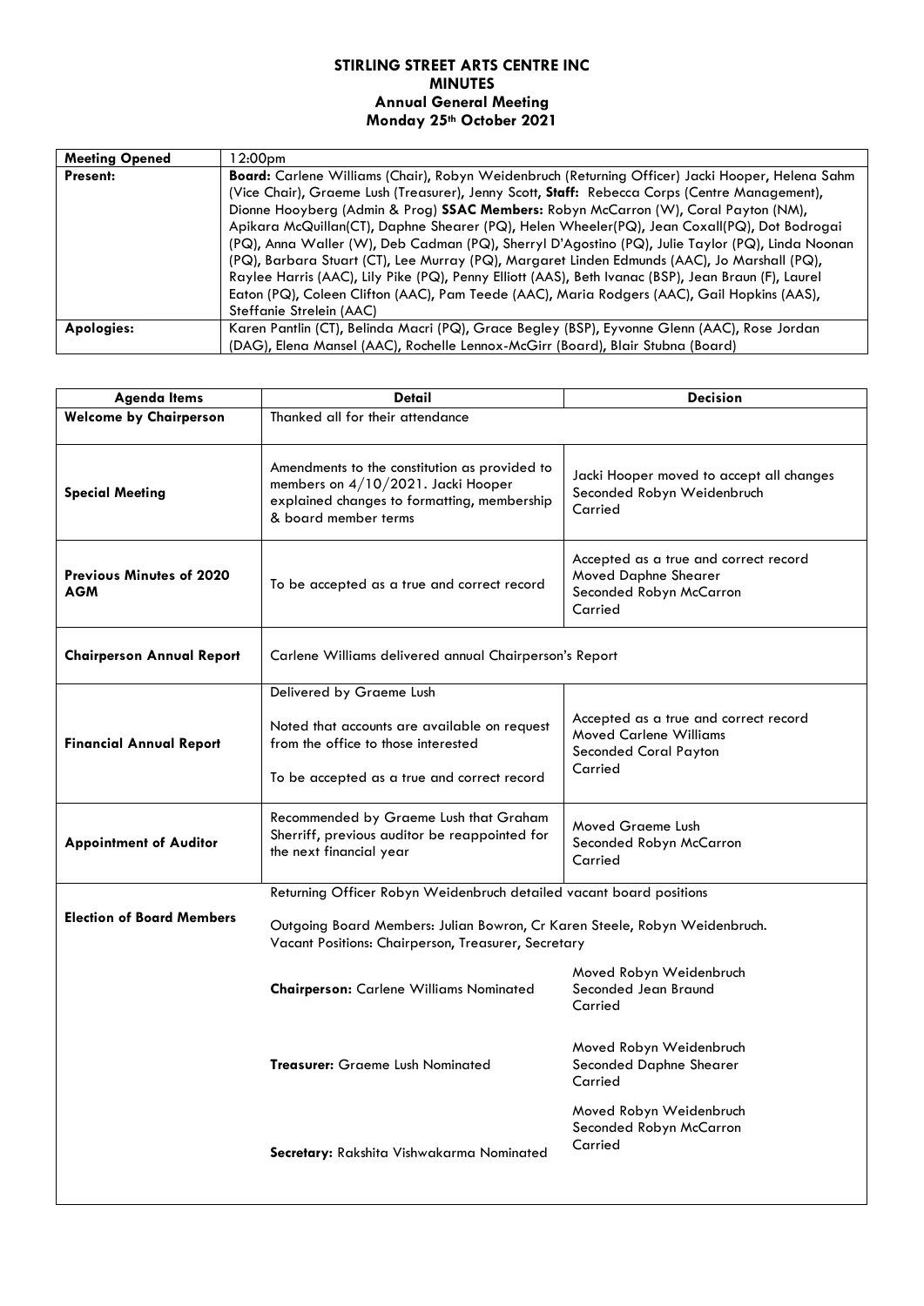# STIRLING STREET ARTS CENTRE INC
## MINUTES
### Annual General Meeting
### Monday 25th October 2021

| **Meeting Opened** | 12:00pm |
|---|---|
| **Present:** | **Board:** Carlene Williams (Chair), Robyn Weidenbruch (Returning Officer) Jacki Hooper, Helena Sahm (Vice Chair), Graeme Lush (Treasurer), Jenny Scott, **Staff:** Rebecca Corps (Centre Management), Dionne Hooyberg (Admin & Prog) **SSAC Members:** Robyn McCarron (W), Coral Payton (NM), Apikara McQuillan(CT), Daphne Shearer (PQ), Helen Wheeler(PQ), Jean Coxall(PQ), Dot Bodrogai (PQ), Anna Waller (W), Deb Cadman (PQ), Sherryl D'Agostino (PQ), Julie Taylor (PQ), Linda Noonan (PQ), Barbara Stuart (CT), Lee Murray (PQ), Margaret Linden Edmunds (AAC), Jo Marshall (PQ), Raylee Harris (AAC), Lily Pike (PQ), Penny Elliott (AAS), Beth Ivanac (BSP), Jean Braun (F), Laurel Eaton (PQ), Coleen Clifton (AAC), Pam Teede (AAC), Maria Rodgers (AAC), Gail Hopkins (AAS), Steffanie Strelein (AAC) |
| **Apologies:** | Karen Pantlin (CT), Belinda Macri (PQ), Grace Begley (BSP), Eyvonne Glenn (AAC), Rose Jordan (DAG), Elena Mansel (AAC), Rochelle Lennox-McGirr (Board), Blair Stubna (Board) |

| Agenda Items | Detail | Decision |
|---|---|---|
| **Welcome by Chairperson** | Thanked all for their attendance | |
| **Special Meeting** | Amendments to the constitution as provided to members on 4/10/2021. Jacki Hooper explained changes to formatting, membership & board member terms | Jacki Hooper moved to accept all changes<br>Seconded Robyn Weidenbruch<br>Carried |
| **Previous Minutes of 2020 AGM** | To be accepted as a true and correct record | Accepted as a true and correct record<br>Moved Daphne Shearer<br>Seconded Robyn McCarron<br>Carried |
| **Chairperson Annual Report** | Carlene Williams delivered annual Chairperson's Report | |
| **Financial Annual Report** | Delivered by Graeme Lush<br><br>Noted that accounts are available on request from the office to those interested<br><br>To be accepted as a true and correct record | Accepted as a true and correct record<br>Moved Carlene Williams<br>Seconded Coral Payton<br>Carried |
| **Appointment of Auditor** | Recommended by Graeme Lush that Graham Sherriff, previous auditor be reappointed for the next financial year | Moved Graeme Lush<br>Seconded Robyn McCarron<br>Carried |
| **Election of Board Members** | Returning Officer Robyn Weidenbruch detailed vacant board positions<br><br>Outgoing Board Members: Julian Bowron, Cr Karen Steele, Robyn Weidenbruch.<br>Vacant Positions: Chairperson, Treasurer, Secretary | |
| | **Chairperson:** Carlene Williams Nominated | Moved Robyn Weidenbruch<br>Seconded Jean Braund<br>Carried |
| | **Treasurer:** Graeme Lush Nominated | Moved Robyn Weidenbruch<br>Seconded Daphne Shearer<br>Carried |
| | **Secretary:** Rakshita Vishwakarma Nominated | Moved Robyn Weidenbruch<br>Seconded Robyn McCarron<br>Carried |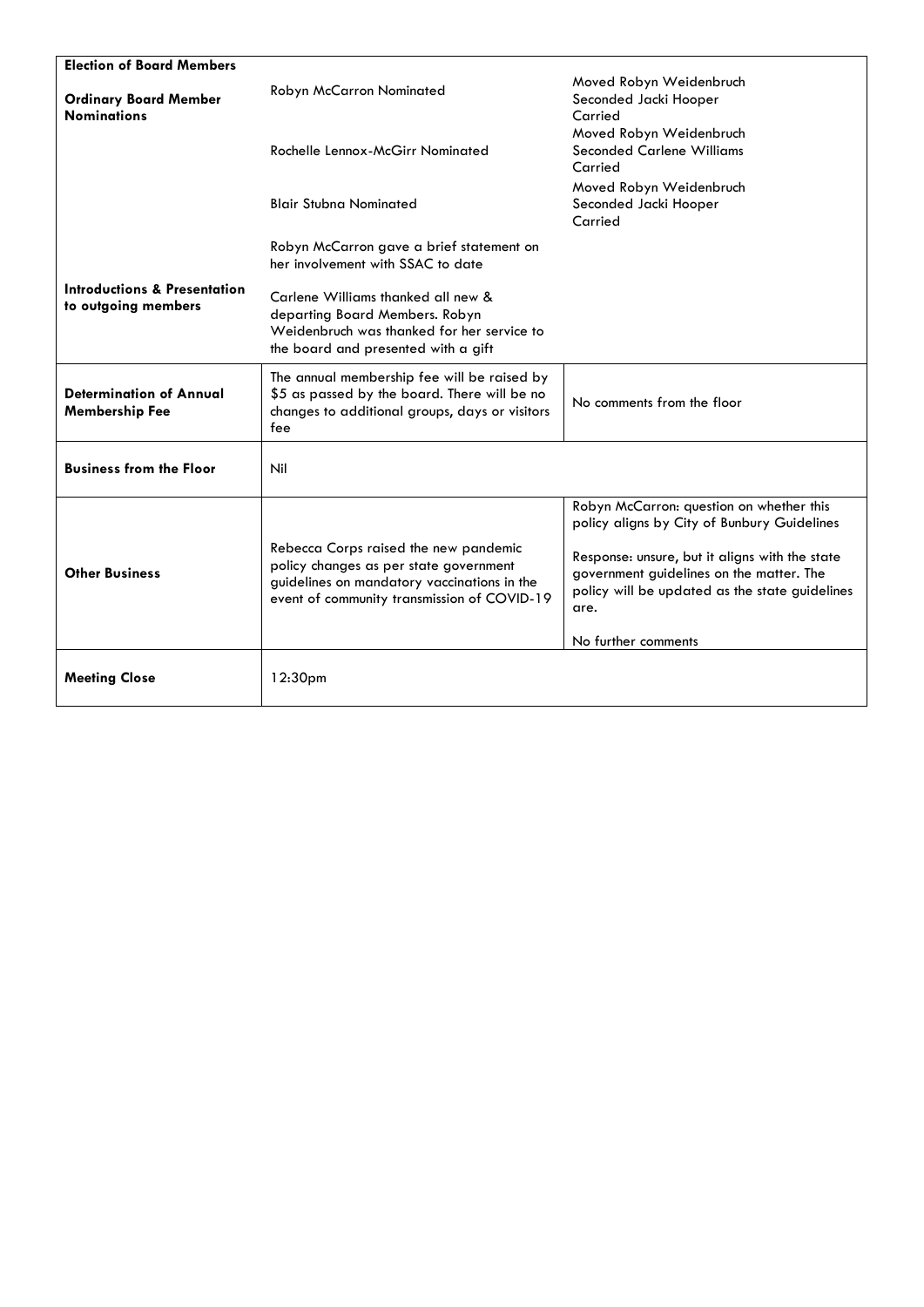| | | |
|---|---|---|
| **Election of Board Members**<br><br>**Ordinary Board Member Nominations** | Robyn McCarron Nominated | Moved Robyn Weidenbruch<br>Seconded Jacki Hooper<br>Carried |
| | Rochelle Lennox-McGirr Nominated | Moved Robyn Weidenbruch<br>Seconded Carlene Williams<br>Carried |
| | Blair Stubna Nominated | Moved Robyn Weidenbruch<br>Seconded Jacki Hooper<br>Carried |
| | Robyn McCarron gave a brief statement on her involvement with SSAC to date | |
| **Introductions & Presentation to outgoing members** | Carlene Williams thanked all new & departing Board Members. Robyn Weidenbruch was thanked for her service to the board and presented with a gift | |
| **Determination of Annual Membership Fee** | The annual membership fee will be raised by $5 as passed by the board. There will be no changes to additional groups, days or visitors fee | No comments from the floor |
| **Business from the Floor** | Nil | |
| **Other Business** | Rebecca Corps raised the new pandemic policy changes as per state government guidelines on mandatory vaccinations in the event of community transmission of COVID-19 | Robyn McCarron: question on whether this policy aligns by City of Bunbury Guidelines<br><br>Response: unsure, but it aligns with the state government guidelines on the matter. The policy will be updated as the state guidelines are.<br><br>No further comments |
| **Meeting Close** | 12:30pm | |